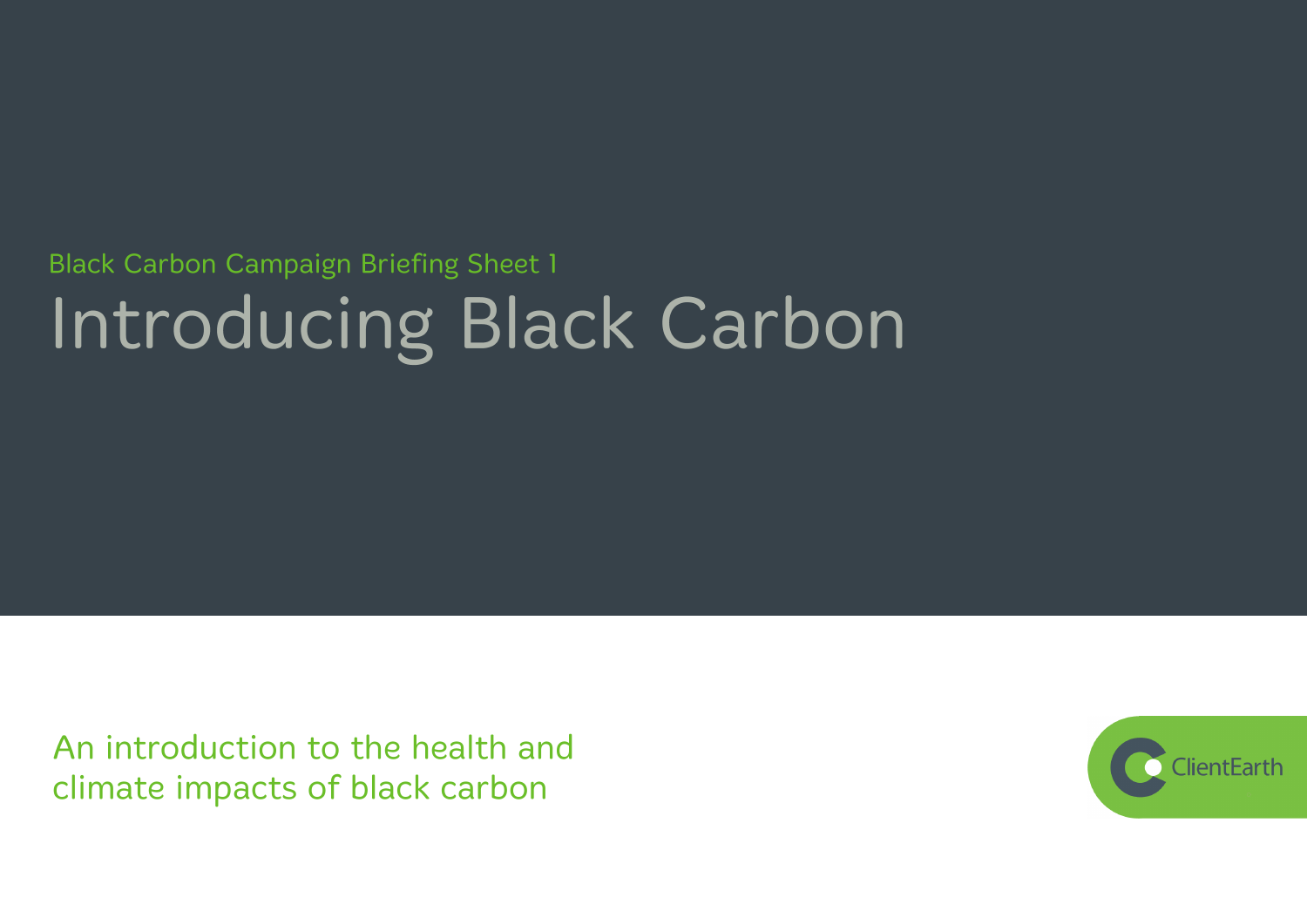Black Carbon Campaign Briefing Sheet 1

# Introducing Black Carbon

An introduction to the health and climate impacts of black carbon

ClientEarth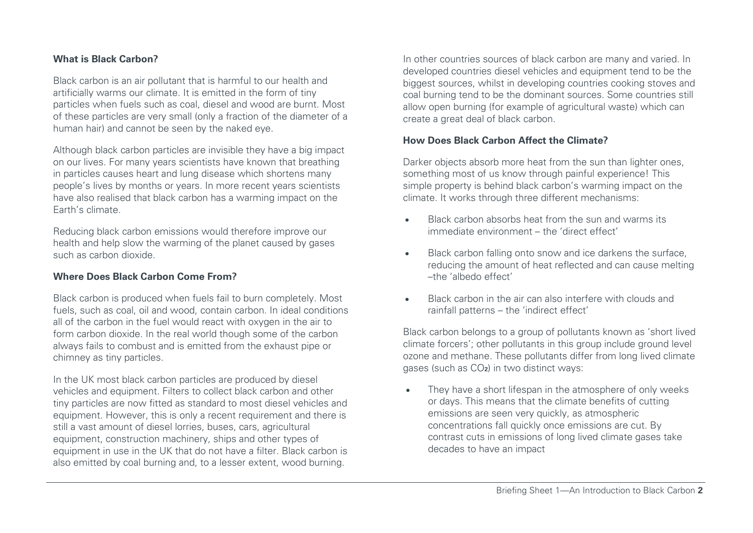**What is Black Carbon?**

Black carbon is an air pollutant that is harmful to our health and artificially warms our climate. It is emitted in the form of tiny particles when fuels such as coal, diesel and wood are burnt. Most of these particles are very small (only a fraction of the diameter of a human hair) and cannot be seen by the naked eye.

Although black carbon particles are invisible they have a big impact on our lives. For many years scientists have known that breathing in particles causes heart and lung disease which shortens many people's lives by months or years. In more recent years scientists have also realised that black carbon has a warming impact on the Earth's climate.

Reducing black carbon emissions would therefore improve our health and help slow the warming of the planet caused by gases such as carbon dioxide.

**Where Does Black Carbon Come From?**

Black carbon is produced when fuels fail to burn completely. Most fuels, such as coal, oil and wood, contain carbon. In ideal conditions all of the carbon in the fuel would react with oxygen in the air to form carbon dioxide. In the real world though some of the carbon always fails to combust and is emitted from the exhaust pipe or chimney as tiny particles.

In the UK most black carbon particles are produced by diesel vehicles and equipment. Filters to collect black carbon and other tiny particles are now fitted as standard to most diesel vehicles and equipment. However, this is only a recent requirement and there is still a vast amount of diesel lorries, buses, cars, agricultural equipment, construction machinery, ships and other types of equipment in use in the UK that do not have a filter. Black carbon is also emitted by coal burning and, to a lesser extent, wood burning.

In other countries sources of black carbon are many and varied. In developed countries diesel vehicles and equipment tend to be the biggest sources, whilst in developing countries cooking stoves and coal burning tend to be the dominant sources. Some countries still allow open burning (for example of agricultural waste) which can create a great deal of black carbon.

**How Does Black Carbon Affect the Climate?**

Darker objects absorb more heat from the sun than lighter ones, something most of us know through painful experience! This simple property is behind black carbon's warming impact on the climate. It works through three different mechanisms:

- Black carbon absorbs heat from the sun and warms its immediate environment – the 'direct effect'
- Black carbon falling onto snow and ice darkens the surface, reducing the amount of heat reflected and can cause melting –the 'albedo effect'
- Black carbon in the air can also interfere with clouds and rainfall patterns – the 'indirect effect'

Black carbon belongs to a group of pollutants known as 'short lived climate forcers'; other pollutants in this group include ground level ozone and methane. These pollutants differ from long lived climate gases (such as $CO_2$) in two distinct ways:

- They have a short lifespan in the atmosphere of only weeks or days. This means that the climate benefits of cutting emissions are seen very quickly, as atmospheric concentrations fall quickly once emissions are cut. By contrast cuts in emissions of long lived climate gases take decades to have an impact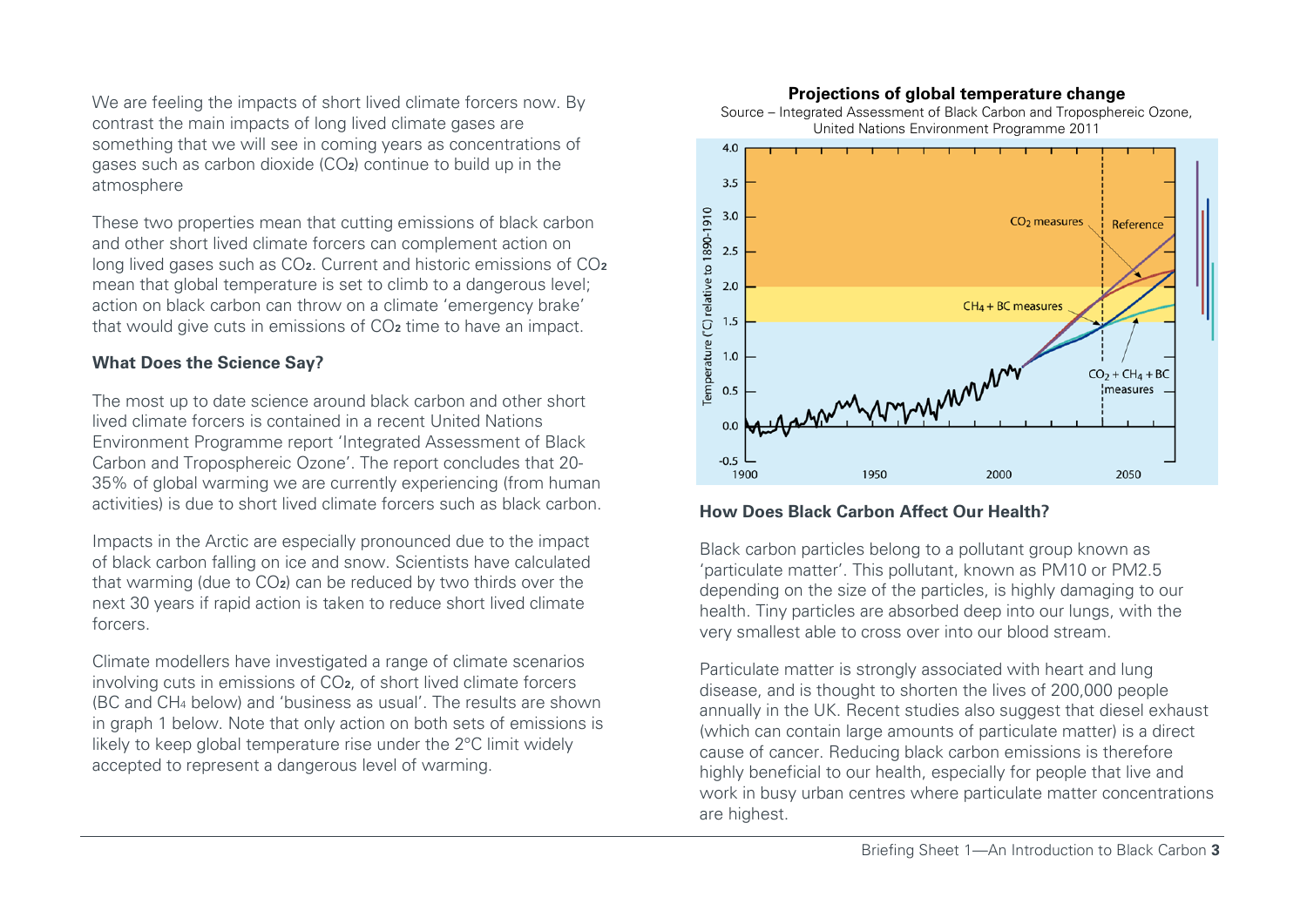We are feeling the impacts of short lived climate forcers now. By contrast the main impacts of long lived climate gases are something that we will see in coming years as concentrations of gases such as carbon dioxide ($CO_2$) continue to build up in the atmosphere

These two properties mean that cutting emissions of black carbon and other short lived climate forcers can complement action on long lived gases such as $CO_2$. Current and historic emissions of $CO_2$ mean that global temperature is set to climb to a dangerous level; action on black carbon can throw on a climate 'emergency brake' that would give cuts in emissions of $CO_2$ time to have an impact.

### What Does the Science Say?

The most up to date science around black carbon and other short lived climate forcers is contained in a recent United Nations Environment Programme report 'Integrated Assessment of Black Carbon and Tropospehreic Ozone'. The report concludes that 20-35% of global warming we are currently experiencing (from human activities) is due to short lived climate forcers such as black carbon.

Impacts in the Arctic are especially pronounced due to the impact of black carbon falling on ice and snow. Scientists have calculated that warming (due to $CO_2$) can be reduced by two thirds over the next 30 years if rapid action is taken to reduce short lived climate forcers.

Climate modellers have investigated a range of climate scenarios involving cuts in emissions of $CO_2$, of short lived climate forcers (BC and $CH_4$ below) and 'business as usual'. The results are shown in graph 1 below. Note that only action on both sets of emissions is likely to keep global temperature rise under the 2°C limit widely accepted to represent a dangerous level of warming.

**Projections of global temperature change**

Source – Integrated Assessment of Black Carbon and Tropospehreic Ozone, United Nations Environment Programme 2011

### How Does Black Carbon Affect Our Health?

Black carbon particles belong to a pollutant group known as 'particulate matter'. This pollutant, known as PM10 or PM2.5 depending on the size of the particles, is highly damaging to our health. Tiny particles are absorbed deep into our lungs, with the very smallest able to cross over into our blood stream.

Particulate matter is strongly associated with heart and lung disease, and is thought to shorten the lives of 200,000 people annually in the UK. Recent studies also suggest that diesel exhaust (which can contain large amounts of particulate matter) is a direct cause of cancer. Reducing black carbon emissions is therefore highly beneficial to our health, especially for people that live and work in busy urban centres where particulate matter concentrations are highest.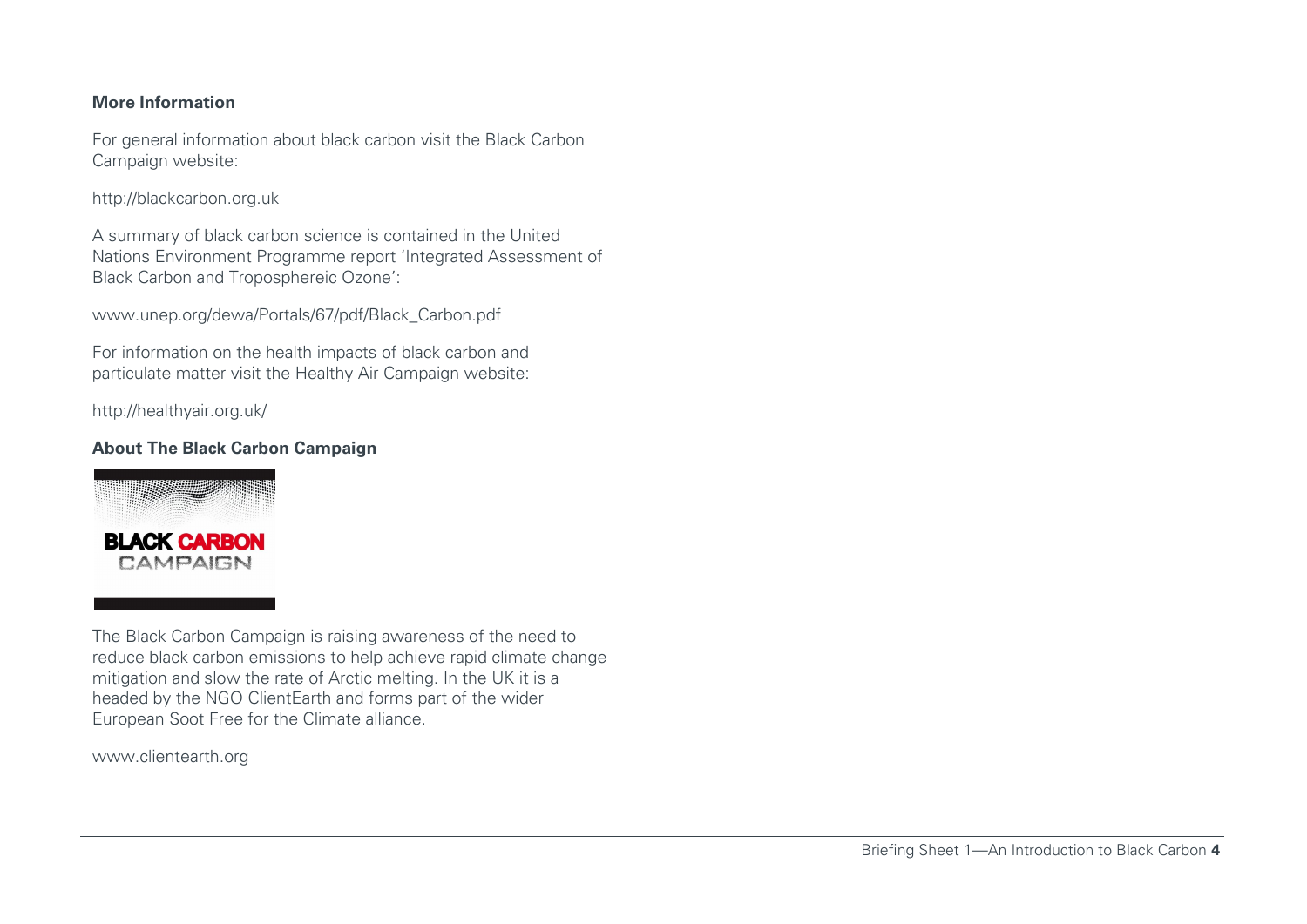**More Information**

For general information about black carbon visit the Black Carbon Campaign website:

http://blackcarbon.org.uk

A summary of black carbon science is contained in the United Nations Environment Programme report 'Integrated Assessment of Black Carbon and Troposphereic Ozone':

www.unep.org/dewa/Portals/67/pdf/Black_Carbon.pdf

For information on the health impacts of black carbon and particulate matter visit the Healthy Air Campaign website:

http://healthyair.org.uk/

**About The Black Carbon Campaign**

The Black Carbon Campaign is raising awareness of the need to reduce black carbon emissions to help achieve rapid climate change mitigation and slow the rate of Arctic melting. In the UK it is a headed by the NGO ClientEarth and forms part of the wider European Soot Free for the Climate alliance.

www.clientearth.org